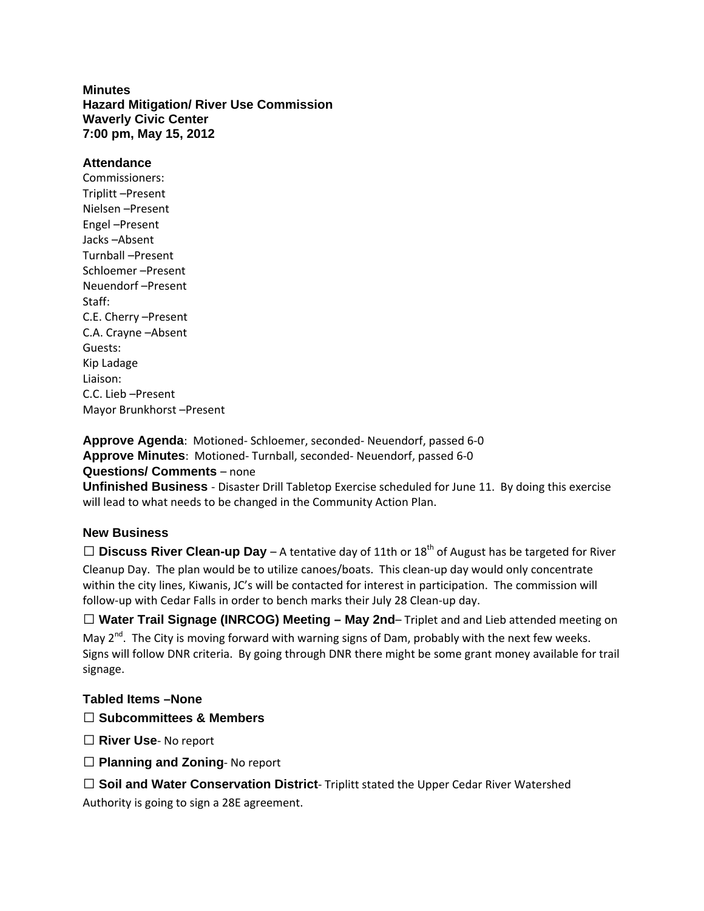**Minutes**
**Hazard Mitigation/ River Use Commission**
**Waverly Civic Center**
**7:00 pm, May 15, 2012**

### Attendance

Commissioners:
Triplitt –Present
Nielsen –Present
Engel –Present
Jacks –Absent
Turnball –Present
Schloemer –Present
Neuendorf –Present
Staff:
C.E. Cherry –Present
C.A. Crayne –Absent
Guests:
Kip Ladage
Liaison:
C.C. Lieb –Present
Mayor Brunkhorst –Present

**Approve Agenda**: Motioned- Schloemer, seconded- Neuendorf, passed 6-0
**Approve Minutes**: Motioned- Turnball, seconded- Neuendorf, passed 6-0
**Questions/ Comments** – none
**Unfinished Business** - Disaster Drill Tabletop Exercise scheduled for June 11. By doing this exercise will lead to what needs to be changed in the Community Action Plan.

### New Business

☐ **Discuss River Clean-up Day** – A tentative day of 11th or 18th of August has be targeted for River Cleanup Day. The plan would be to utilize canoes/boats. This clean-up day would only concentrate within the city lines, Kiwanis, JC's will be contacted for interest in participation. The commission will follow-up with Cedar Falls in order to bench marks their July 28 Clean-up day.

☐ **Water Trail Signage (INRCOG) Meeting – May 2nd**– Triplet and and Lieb attended meeting on May 2nd. The City is moving forward with warning signs of Dam, probably with the next few weeks. Signs will follow DNR criteria. By going through DNR there might be some grant money available for trail signage.

### Tabled Items –None

☐ **Subcommittees & Members**

☐ **River Use**- No report

☐ **Planning and Zoning**- No report

☐ **Soil and Water Conservation District**- Triplitt stated the Upper Cedar River Watershed Authority is going to sign a 28E agreement.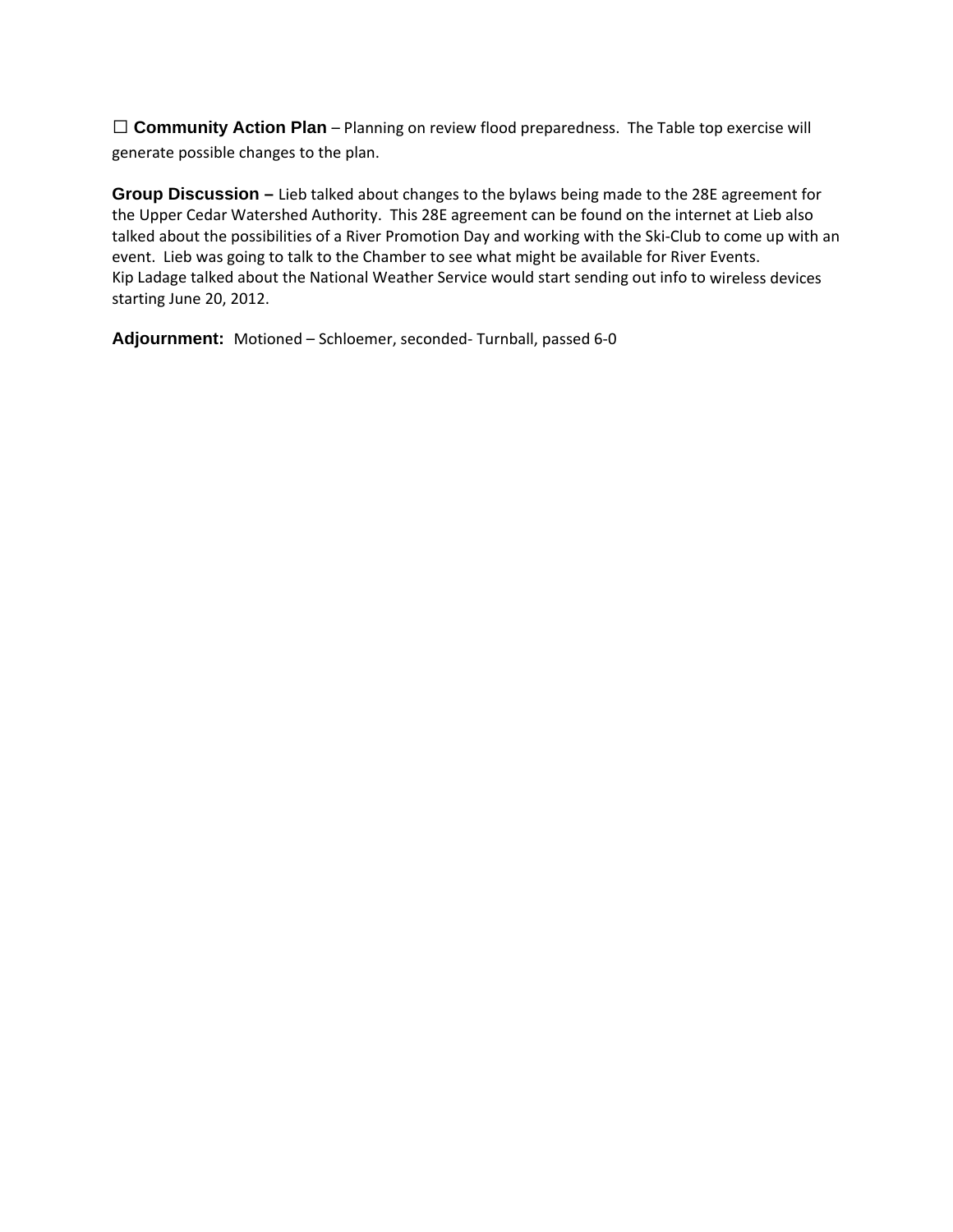☐ **Community Action Plan** – Planning on review flood preparedness. The Table top exercise will generate possible changes to the plan.

**Group Discussion –** Lieb talked about changes to the bylaws being made to the 28E agreement for the Upper Cedar Watershed Authority. This 28E agreement can be found on the internet at Lieb also talked about the possibilities of a River Promotion Day and working with the Ski-Club to come up with an event. Lieb was going to talk to the Chamber to see what might be available for River Events.
Kip Ladage talked about the National Weather Service would start sending out info to wireless devices starting June 20, 2012.

**Adjournment:** Motioned – Schloemer, seconded- Turnball, passed 6-0